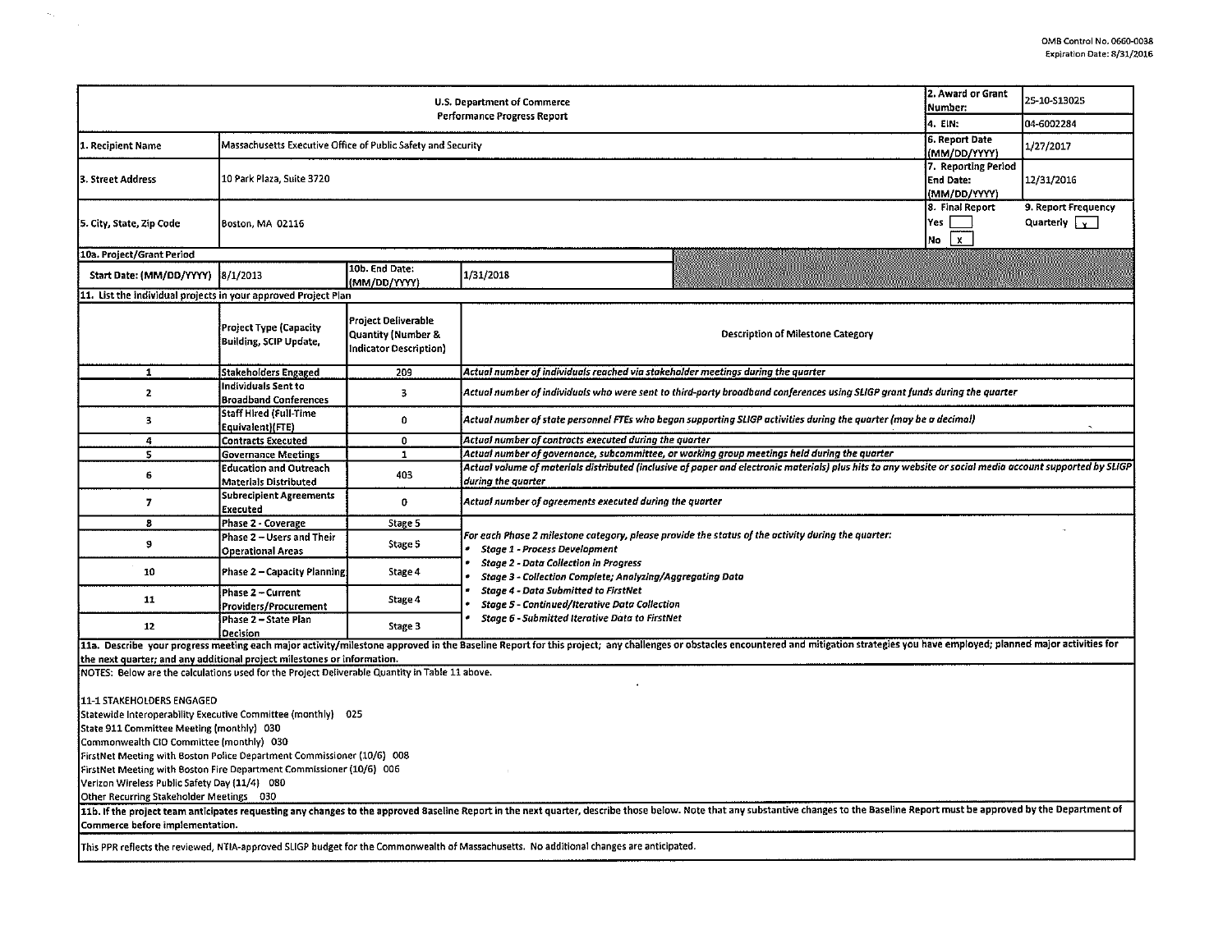OMB Control No. 0660-0038
Expiration Date: 8/31/2016

| U.S. Department of Commerce Performance Progress Report | | | | 2. Award or Grant Number: | 25-10-S13025 |
|---|---|---|---|---|---|
| | | | | 4. EIN: | 04-6002284 |
| 1. Recipient Name | Massachusetts Executive Office of Public Safety and Security | | | 6. Report Date (MM/DD/YYYY) | 1/27/2017 |
| 3. Street Address | 10 Park Plaza, Suite 3720 | | | 7. Reporting Period End Date: (MM/DD/YYYY) | 12/31/2016 |
| 5. City, State, Zip Code | Boston, MA 02116 | | | 8. Final Report Yes [ ] No [X] | 9. Report Frequency Quarterly [X] |
| 10a. Project/Grant Period | | | | | |
| Start Date: (MM/DD/YYYY) | 8/1/2013 | 10b. End Date: (MM/DD/YYYY) | 1/31/2018 | | |

**11. List the individual projects in your approved Project Plan**

| | Project Type (Capacity Building, SCIP Update, | Project Deliverable Quantity (Number & Indicator Description) | Description of Milestone Category |
|---|---|---|---|
| 1 | Stakeholders Engaged | 209 | *Actual number of individuals reached via stakeholder meetings during the quarter* |
| 2 | Individuals Sent to Broadband Conferences | 3 | *Actual number of individuals who were sent to third-party broadband conferences using SLIGP grant funds during the quarter* |
| 3 | Staff Hired (Full-Time Equivalent)(FTE) | 0 | *Actual number of state personnel FTEs who began supporting SLIGP activities during the quarter (may be a decimal)* |
| 4 | Contracts Executed | 0 | *Actual number of contracts executed during the quarter* |
| 5 | Governance Meetings | 1 | *Actual number of governance, subcommittee, or working group meetings held during the quarter* |
| 6 | Education and Outreach Materials Distributed | 403 | *Actual volume of materials distributed (inclusive of paper and electronic materials) plus hits to any website or social media account supported by SLIGP during the quarter* |
| 7 | Subrecipient Agreements Executed | 0 | *Actual number of agreements executed during the quarter* |
| 8 | Phase 2 - Coverage | Stage 5 | *For each Phase 2 milestone category, please provide the status of the activity during the quarter:* <br>• *Stage 1 - Process Development* <br>• *Stage 2 - Data Collection in Progress* <br>• *Stage 3 - Collection Complete; Analyzing/Aggregating Data* <br>• *Stage 4 - Data Submitted to FirstNet* <br>• *Stage 5 - Continued/Iterative Data Collection* <br>• *Stage 6 - Submitted Iterative Data to FirstNet* |
| 9 | Phase 2 – Users and Their Operational Areas | Stage 5 | |
| 10 | Phase 2 – Capacity Planning | Stage 4 | |
| 11 | Phase 2 – Current Providers/Procurement | Stage 4 | |
| 12 | Phase 2 – State Plan Decision | Stage 3 | |

**11a. Describe your progress meeting each major activity/milestone approved in the Baseline Report for this project; any challenges or obstacles encountered and mitigation strategies you have employed; planned major activities for the next quarter; and any additional project milestones or information.**

NOTES: Below are the calculations used for the Project Deliverable Quantity in Table 11 above.

11-1 STAKEHOLDERS ENGAGED
Statewide Interoperability Executive Committee (monthly) 025
State 911 Committee Meeting (monthly) 030
Commonwealth CIO Committee (monthly) 030
FirstNet Meeting with Boston Police Department Commissioner (10/6) 008
FirstNet Meeting with Boston Fire Department Commissioner (10/6) 006
Verizon Wireless Public Safety Day (11/4) 080
Other Recurring Stakeholder Meetings 030

**11b. If the project team anticipates requesting any changes to the approved Baseline Report in the next quarter, describe those below. Note that any substantive changes to the Baseline Report must be approved by the Department of Commerce before implementation.**

This PPR reflects the reviewed, NTIA-approved SLIGP budget for the Commonwealth of Massachusetts. No additional changes are anticipated.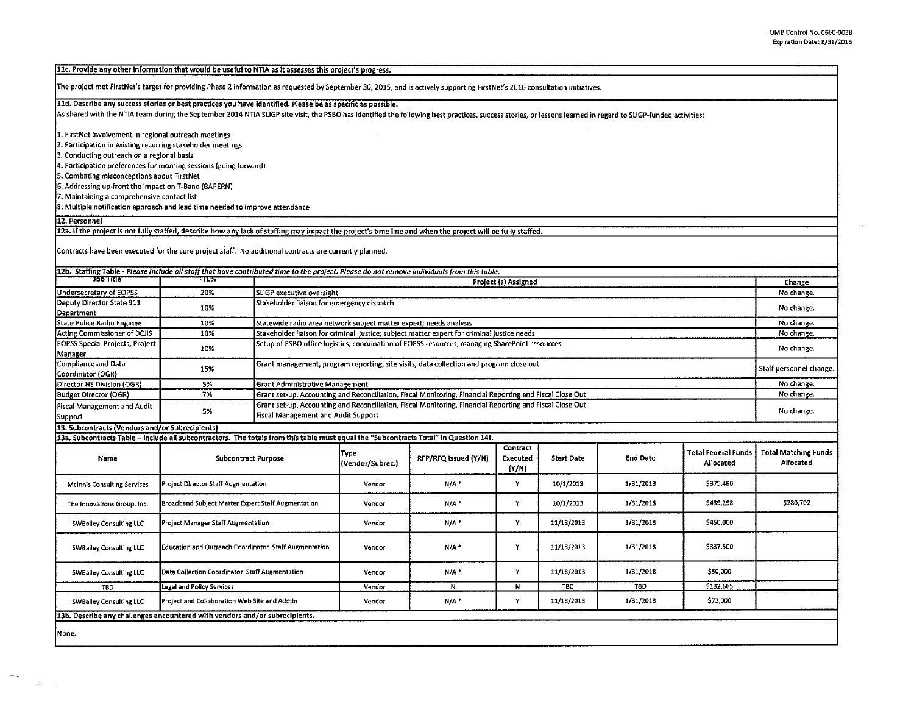OMB Control No. 0660-0038
Expiration Date: 8/31/2016

**11c. Provide any other information that would be useful to NTIA as it assesses this project's progress.**

The project met FirstNet's target for providing Phase 2 information as requested by September 30, 2015, and is actively supporting FirstNet's 2016 consultation initiatives.

**11d. Describe any success stories or best practices you have identified. Please be as specific as possible.**

As shared with the NTIA team during the September 2014 NTIA SLIGP site visit, the PSBO has identified the following best practices, success stories, or lessons learned in regard to SLIGP-funded activities:

1. FirstNet involvement in regional outreach meetings
2. Participation in existing recurring stakeholder meetings
3. Conducting outreach on a regional basis
4. Participation preferences for morning sessions (going forward)
5. Combating misconceptions about FirstNet
6. Addressing up-front the impact on T-Band (BAPERN)
7. Maintaining a comprehensive contact list
8. Multiple notification approach and lead time needed to improve attendance

**12. Personnel**

**12a. If the project is not fully staffed, describe how any lack of staffing may impact the project's time line and when the project will be fully staffed.**

Contracts have been executed for the core project staff. No additional contracts are currently planned.

**12b. Staffing Table** - *Please include all staff that have contributed time to the project. Please do not remove individuals from this table.*

| Job Title | FTE% | Project (s) Assigned | Change |
|---|---|---|---|
| Undersecretary of EOPSS | 20% | SLIGP executive oversight | No change. |
| Deputy Director State 911 Department | 10% | Stakeholder liaison for emergency dispatch | No change. |
| State Police Radio Engineer | 10% | Statewide radio area network subject matter expert; needs analysis | No change. |
| Acting Commissioner of DCJIS | 10% | Stakeholder liaison for criminal justice; subject matter expert for criminal justice needs | No change. |
| EOPSS Special Projects, Project Manager | 10% | Setup of PSBO office logistics, coordination of EOPSS resources, managing SharePoint resources | No change. |
| Compliance and Data Coordinator (OGR) | 15% | Grant management, program reporting, site visits, data collection and program close out. | Staff personnel change. |
| Director HS Division (OGR) | 5% | Grant Administrative Management | No change. |
| Budget Director (OGR) | 7% | Grant set-up, Accounting and Reconciliation, Fiscal Monitoring, Financial Reporting and Fiscal Close Out | No change. |
| Fiscal Management and Audit Support | 5% | Grant set-up, Accounting and Reconciliation, Fiscal Monitoring, Financial Reporting and Fiscal Close Out Fiscal Management and Audit Support | No change. |

**13. Subcontracts (Vendors and/or Subrecipients)**

**13a. Subcontracts Table – Include all subcontractors. The totals from this table must equal the "Subcontracts Total" in Question 14f.**

| Name | Subcontract Purpose | Type (Vendor/Subrec.) | RFP/RFQ Issued (Y/N) | Contract Executed (Y/N) | Start Date | End Date | Total Federal Funds Allocated | Total Matching Funds Allocated |
|---|---|---|---|---|---|---|---|---|
| McInnis Consulting Services | Project Director Staff Augmentation | Vendor | N/A * | Y | 10/1/2013 | 1/31/2018 | $375,480 | |
| The Innovations Group, Inc. | Broadband Subject Matter Expert Staff Augmentation | Vendor | N/A * | Y | 10/1/2013 | 1/31/2018 | $439,298 | $280,702 |
| SWBailey Consulting LLC | Project Manager Staff Augmentation | Vendor | N/A * | Y | 11/18/2013 | 1/31/2018 | $450,000 | |
| SWBailey Consulting LLC | Education and Outreach Coordinator Staff Augmentation | Vendor | N/A * | Y | 11/18/2013 | 1/31/2018 | $337,500 | |
| SWBailey Consulting LLC | Data Collection Coordinator Staff Augmentation | Vendor | N/A * | Y | 11/18/2013 | 1/31/2018 | $50,000 | |
| TBD | Legal and Policy Services | Vendor | N | N | TBD | TBD | $132,665 | |
| SWBailey Consulting LLC | Project and Collaboration Web Site and Admin | Vendor | N/A * | Y | 11/18/2013 | 1/31/2018 | $72,000 | |

**13b. Describe any challenges encountered with vendors and/or subrecipients.**

None.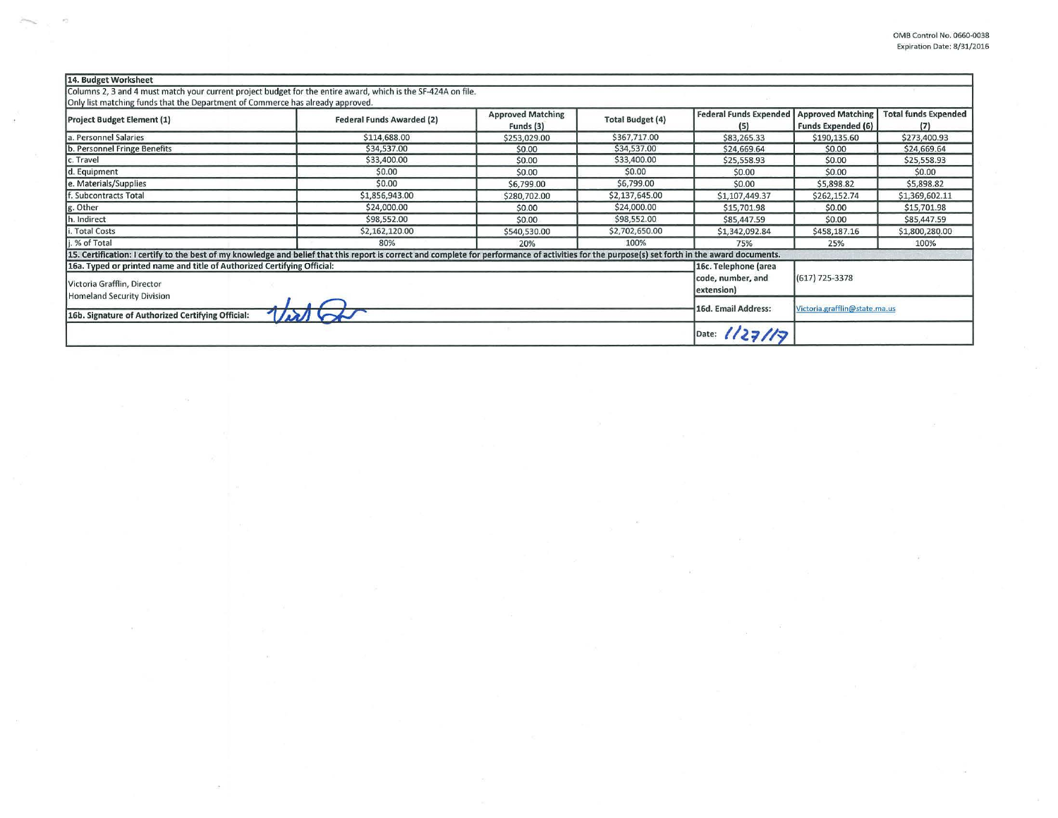OMB Control No. 0660-0038
Expiration Date: 8/31/2016

**14. Budget Worksheet**

Columns 2, 3 and 4 must match your current project budget for the entire award, which is the SF-424A on file.
Only list matching funds that the Department of Commerce has already approved.

| Project Budget Element (1) | Federal Funds Awarded (2) | Approved Matching Funds (3) | Total Budget (4) | Federal Funds Expended (5) | Approved Matching Funds Expended (6) | Total funds Expended (7) |
|---|---|---|---|---|---|---|
| a. Personnel Salaries | $114,688.00 | $253,029.00 | $367,717.00 | $83,265.33 | $190,135.60 | $273,400.93 |
| b. Personnel Fringe Benefits | $34,537.00 | $0.00 | $34,537.00 | $24,669.64 | $0.00 | $24,669.64 |
| c. Travel | $33,400.00 | $0.00 | $33,400.00 | $25,558.93 | $0.00 | $25,558.93 |
| d. Equipment | $0.00 | $0.00 | $0.00 | $0.00 | $0.00 | $0.00 |
| e. Materials/Supplies | $0.00 | $6,799.00 | $6,799.00 | $0.00 | $5,898.82 | $5,898.82 |
| f. Subcontracts Total | $1,856,943.00 | $280,702.00 | $2,137,645.00 | $1,107,449.37 | $262,152.74 | $1,369,602.11 |
| g. Other | $24,000.00 | $0.00 | $24,000.00 | $15,701.98 | $0.00 | $15,701.98 |
| h. Indirect | $98,552.00 | $0.00 | $98,552.00 | $85,447.59 | $0.00 | $85,447.59 |
| i. Total Costs | $2,162,120.00 | $540,530.00 | $2,702,650.00 | $1,342,092.84 | $458,187.16 | $1,800,280.00 |
| j. % of Total | 80% | 20% | 100% | 75% | 25% | 100% |

**15. Certification: I certify to the best of my knowledge and belief that this report is correct and complete for performance of activities for the purpose(s) set forth in the award documents.**

| | | |
|---|---|---|
| **16a. Typed or printed name and title of Authorized Certifying Official:** Victoria Grafflin, Director, Homeland Security Division | **16c. Telephone (area code, number, and extension)** | (617) 725-3378 |
| **16b. Signature of Authorized Certifying Official:** [signature] | **16d. Email Address:** | Victoria.grafflin@state.ma.us |
| | Date: 1/27/17 | |